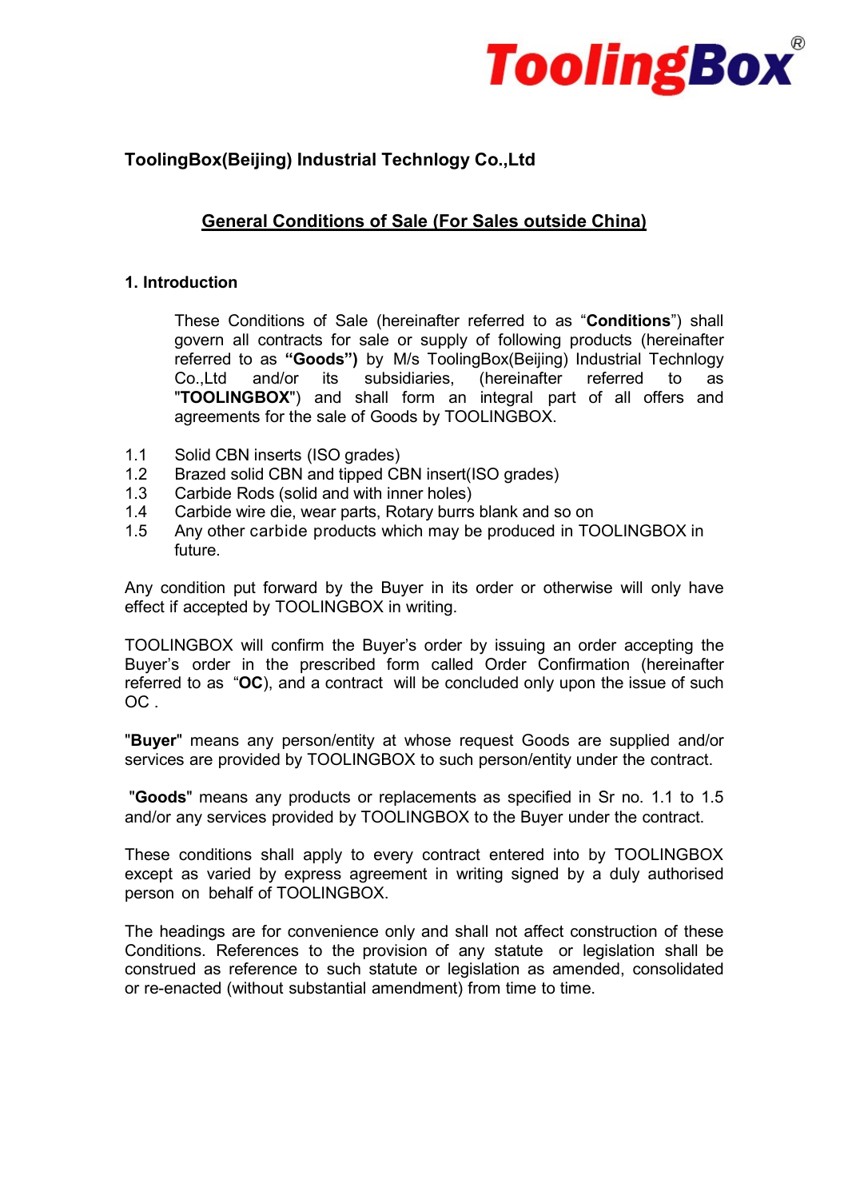ToolingBox®

**ToolingBox(Beijing) Industrial Technlogy Co.,Ltd**

## General Conditions of Sale (For Sales outside China)

### 1. Introduction

These Conditions of Sale (hereinafter referred to as "**Conditions**") shall govern all contracts for sale or supply of following products (hereinafter referred to as **"Goods")** by M/s ToolingBox(Beijing) Industrial Technlogy Co.,Ltd and/or its subsidiaries, (hereinafter referred to as "**TOOLINGBOX**") and shall form an integral part of all offers and agreements for the sale of Goods by TOOLINGBOX.

1.1 Solid CBN inserts (ISO grades)
1.2 Brazed solid CBN and tipped CBN insert(ISO grades)
1.3 Carbide Rods (solid and with inner holes)
1.4 Carbide wire die, wear parts, Rotary burrs blank and so on
1.5 Any other carbide products which may be produced in TOOLINGBOX in future.

Any condition put forward by the Buyer in its order or otherwise will only have effect if accepted by TOOLINGBOX in writing.

TOOLINGBOX will confirm the Buyer's order by issuing an order accepting the Buyer's order in the prescribed form called Order Confirmation (hereinafter referred to as "**OC**), and a contract will be concluded only upon the issue of such OC .

"**Buyer**" means any person/entity at whose request Goods are supplied and/or services are provided by TOOLINGBOX to such person/entity under the contract.

"**Goods**" means any products or replacements as specified in Sr no. 1.1 to 1.5 and/or any services provided by TOOLINGBOX to the Buyer under the contract.

These conditions shall apply to every contract entered into by TOOLINGBOX except as varied by express agreement in writing signed by a duly authorised person on behalf of TOOLINGBOX.

The headings are for convenience only and shall not affect construction of these Conditions. References to the provision of any statute or legislation shall be construed as reference to such statute or legislation as amended, consolidated or re-enacted (without substantial amendment) from time to time.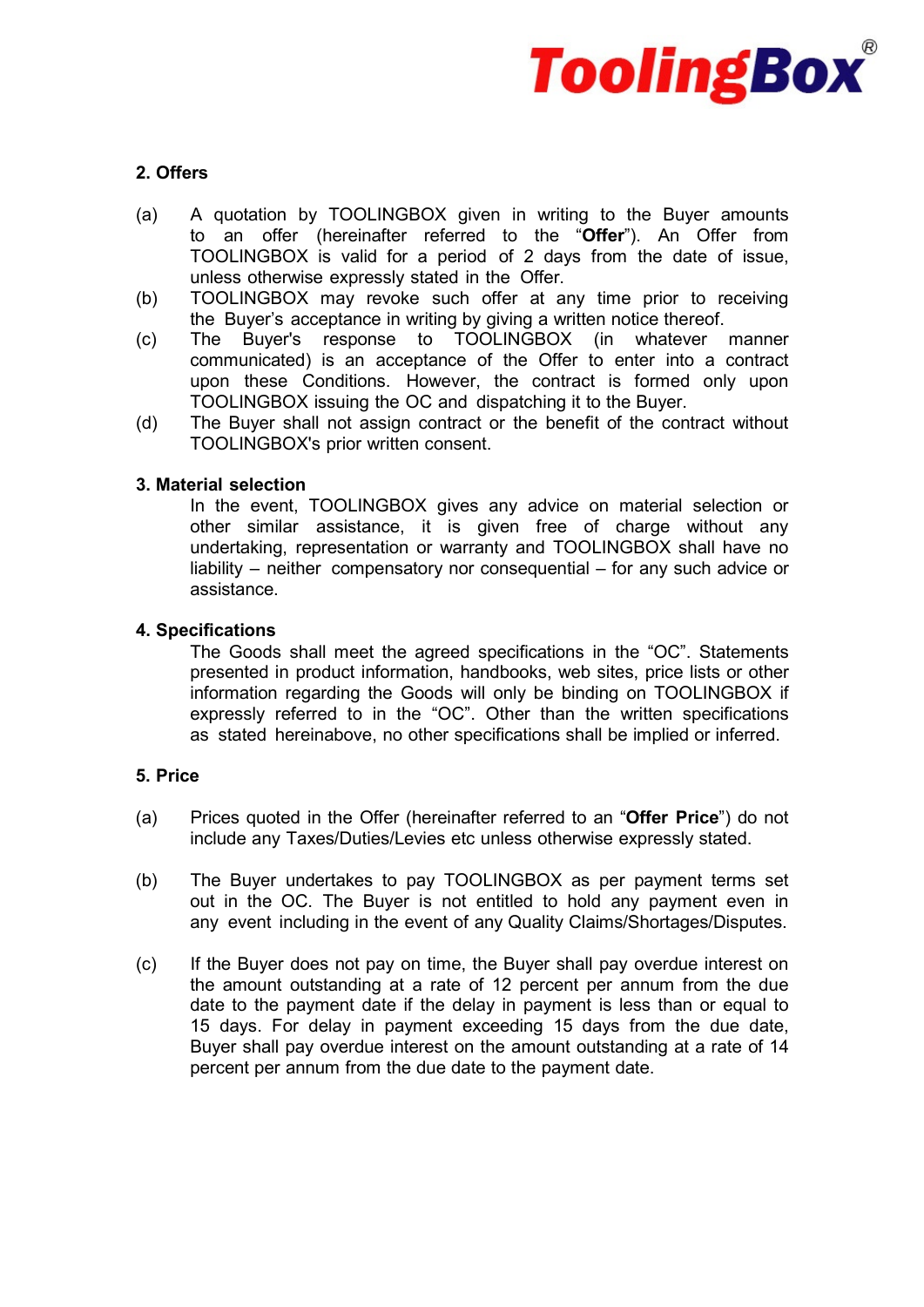## 2. Offers

(a) A quotation by TOOLINGBOX given in writing to the Buyer amounts to an offer (hereinafter referred to the "**Offer**"). An Offer from TOOLINGBOX is valid for a period of 2 days from the date of issue, unless otherwise expressly stated in the Offer.

(b) TOOLINGBOX may revoke such offer at any time prior to receiving the Buyer's acceptance in writing by giving a written notice thereof.

(c) The Buyer's response to TOOLINGBOX (in whatever manner communicated) is an acceptance of the Offer to enter into a contract upon these Conditions. However, the contract is formed only upon TOOLINGBOX issuing the OC and dispatching it to the Buyer.

(d) The Buyer shall not assign contract or the benefit of the contract without TOOLINGBOX's prior written consent.

## 3. Material selection

In the event, TOOLINGBOX gives any advice on material selection or other similar assistance, it is given free of charge without any undertaking, representation or warranty and TOOLINGBOX shall have no liability – neither compensatory nor consequential – for any such advice or assistance.

## 4. Specifications

The Goods shall meet the agreed specifications in the "OC". Statements presented in product information, handbooks, web sites, price lists or other information regarding the Goods will only be binding on TOOLINGBOX if expressly referred to in the "OC". Other than the written specifications as stated hereinabove, no other specifications shall be implied or inferred.

## 5. Price

(a) Prices quoted in the Offer (hereinafter referred to an "**Offer Price**") do not include any Taxes/Duties/Levies etc unless otherwise expressly stated.

(b) The Buyer undertakes to pay TOOLINGBOX as per payment terms set out in the OC. The Buyer is not entitled to hold any payment even in any event including in the event of any Quality Claims/Shortages/Disputes.

(c) If the Buyer does not pay on time, the Buyer shall pay overdue interest on the amount outstanding at a rate of 12 percent per annum from the due date to the payment date if the delay in payment is less than or equal to 15 days. For delay in payment exceeding 15 days from the due date, Buyer shall pay overdue interest on the amount outstanding at a rate of 14 percent per annum from the due date to the payment date.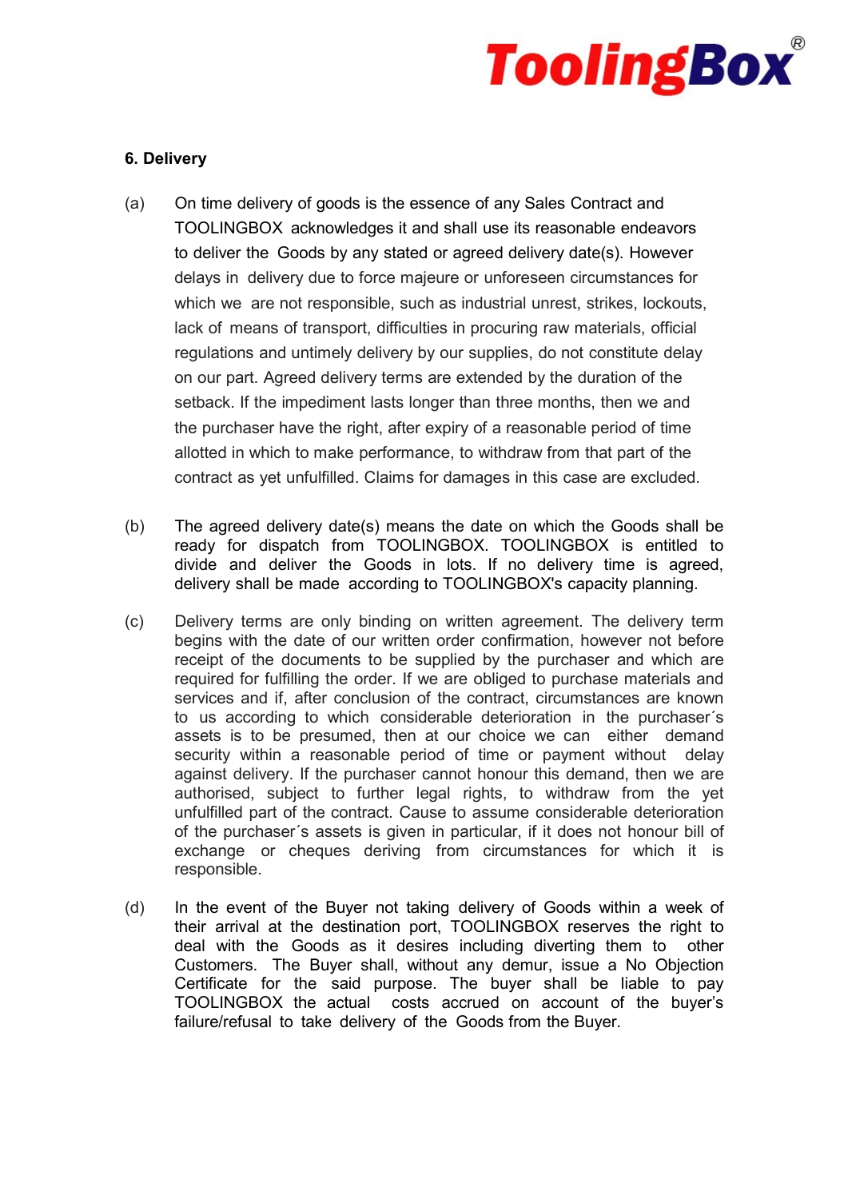## 6. Delivery

(a) On time delivery of goods is the essence of any Sales Contract and TOOLINGBOX acknowledges it and shall use its reasonable endeavors to deliver the Goods by any stated or agreed delivery date(s). However delays in delivery due to force majeure or unforeseen circumstances for which we are not responsible, such as industrial unrest, strikes, lockouts, lack of means of transport, difficulties in procuring raw materials, official regulations and untimely delivery by our supplies, do not constitute delay on our part. Agreed delivery terms are extended by the duration of the setback. If the impediment lasts longer than three months, then we and the purchaser have the right, after expiry of a reasonable period of time allotted in which to make performance, to withdraw from that part of the contract as yet unfulfilled. Claims for damages in this case are excluded.

(b) The agreed delivery date(s) means the date on which the Goods shall be ready for dispatch from TOOLINGBOX. TOOLINGBOX is entitled to divide and deliver the Goods in lots. If no delivery time is agreed, delivery shall be made according to TOOLINGBOX's capacity planning.

(c) Delivery terms are only binding on written agreement. The delivery term begins with the date of our written order confirmation, however not before receipt of the documents to be supplied by the purchaser and which are required for fulfilling the order. If we are obliged to purchase materials and services and if, after conclusion of the contract, circumstances are known to us according to which considerable deterioration in the purchaser´s assets is to be presumed, then at our choice we can either demand security within a reasonable period of time or payment without delay against delivery. If the purchaser cannot honour this demand, then we are authorised, subject to further legal rights, to withdraw from the yet unfulfilled part of the contract. Cause to assume considerable deterioration of the purchaser´s assets is given in particular, if it does not honour bill of exchange or cheques deriving from circumstances for which it is responsible.

(d) In the event of the Buyer not taking delivery of Goods within a week of their arrival at the destination port, TOOLINGBOX reserves the right to deal with the Goods as it desires including diverting them to other Customers. The Buyer shall, without any demur, issue a No Objection Certificate for the said purpose. The buyer shall be liable to pay TOOLINGBOX the actual costs accrued on account of the buyer's failure/refusal to take delivery of the Goods from the Buyer.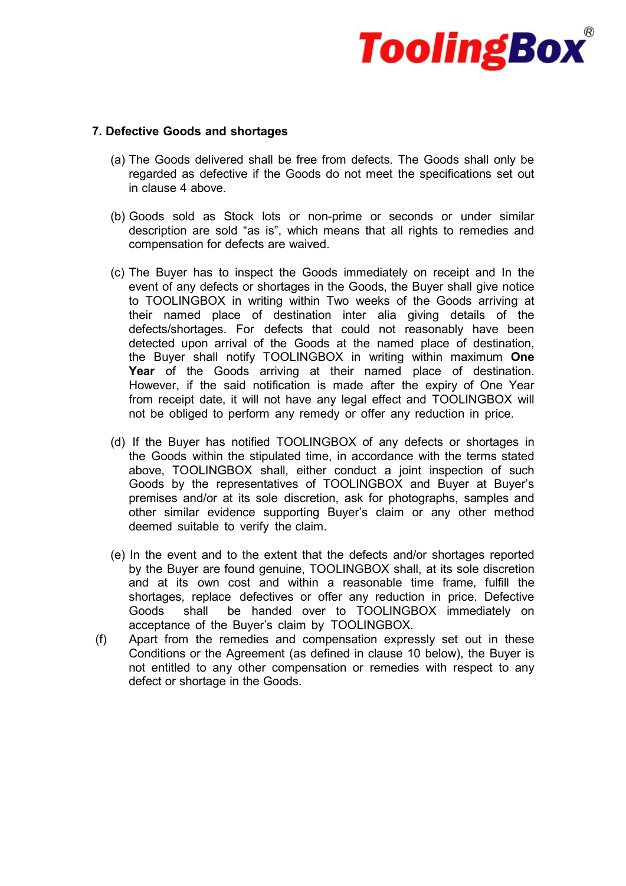## 7. Defective Goods and shortages

(a) The Goods delivered shall be free from defects. The Goods shall only be regarded as defective if the Goods do not meet the specifications set out in clause 4 above.

(b) Goods sold as Stock lots or non-prime or seconds or under similar description are sold “as is”, which means that all rights to remedies and compensation for defects are waived.

(c) The Buyer has to inspect the Goods immediately on receipt and In the event of any defects or shortages in the Goods, the Buyer shall give notice to TOOLINGBOX in writing within Two weeks of the Goods arriving at their named place of destination inter alia giving details of the defects/shortages. For defects that could not reasonably have been detected upon arrival of the Goods at the named place of destination, the Buyer shall notify TOOLINGBOX in writing within maximum **One Year** of the Goods arriving at their named place of destination. However, if the said notification is made after the expiry of One Year from receipt date, it will not have any legal effect and TOOLINGBOX will not be obliged to perform any remedy or offer any reduction in price.

(d) If the Buyer has notified TOOLINGBOX of any defects or shortages in the Goods within the stipulated time, in accordance with the terms stated above, TOOLINGBOX shall, either conduct a joint inspection of such Goods by the representatives of TOOLINGBOX and Buyer at Buyer’s premises and/or at its sole discretion, ask for photographs, samples and other similar evidence supporting Buyer’s claim or any other method deemed suitable to verify the claim.

(e) In the event and to the extent that the defects and/or shortages reported by the Buyer are found genuine, TOOLINGBOX shall, at its sole discretion and at its own cost and within a reasonable time frame, fulfill the shortages, replace defectives or offer any reduction in price. Defective Goods shall be handed over to TOOLINGBOX immediately on acceptance of the Buyer’s claim by TOOLINGBOX.

(f) Apart from the remedies and compensation expressly set out in these Conditions or the Agreement (as defined in clause 10 below), the Buyer is not entitled to any other compensation or remedies with respect to any defect or shortage in the Goods.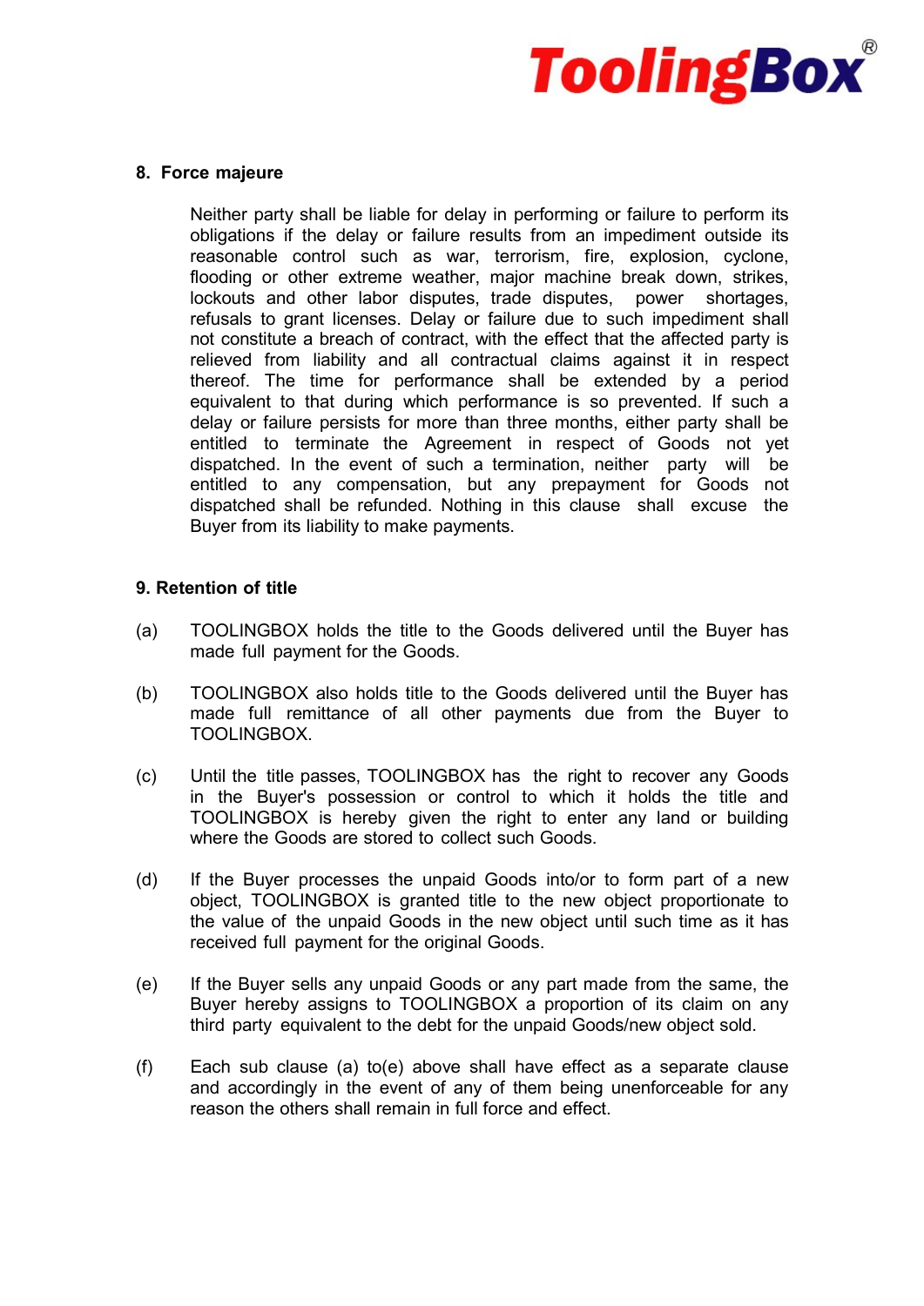## 8. Force majeure

Neither party shall be liable for delay in performing or failure to perform its obligations if the delay or failure results from an impediment outside its reasonable control such as war, terrorism, fire, explosion, cyclone, flooding or other extreme weather, major machine break down, strikes, lockouts and other labor disputes, trade disputes, power shortages, refusals to grant licenses. Delay or failure due to such impediment shall not constitute a breach of contract, with the effect that the affected party is relieved from liability and all contractual claims against it in respect thereof. The time for performance shall be extended by a period equivalent to that during which performance is so prevented. If such a delay or failure persists for more than three months, either party shall be entitled to terminate the Agreement in respect of Goods not yet dispatched. In the event of such a termination, neither party will be entitled to any compensation, but any prepayment for Goods not dispatched shall be refunded. Nothing in this clause shall excuse the Buyer from its liability to make payments.

## 9. Retention of title

(a) TOOLINGBOX holds the title to the Goods delivered until the Buyer has made full payment for the Goods.

(b) TOOLINGBOX also holds title to the Goods delivered until the Buyer has made full remittance of all other payments due from the Buyer to TOOLINGBOX.

(c) Until the title passes, TOOLINGBOX has the right to recover any Goods in the Buyer's possession or control to which it holds the title and TOOLINGBOX is hereby given the right to enter any land or building where the Goods are stored to collect such Goods.

(d) If the Buyer processes the unpaid Goods into/or to form part of a new object, TOOLINGBOX is granted title to the new object proportionate to the value of the unpaid Goods in the new object until such time as it has received full payment for the original Goods.

(e) If the Buyer sells any unpaid Goods or any part made from the same, the Buyer hereby assigns to TOOLINGBOX a proportion of its claim on any third party equivalent to the debt for the unpaid Goods/new object sold.

(f) Each sub clause (a) to(e) above shall have effect as a separate clause and accordingly in the event of any of them being unenforceable for any reason the others shall remain in full force and effect.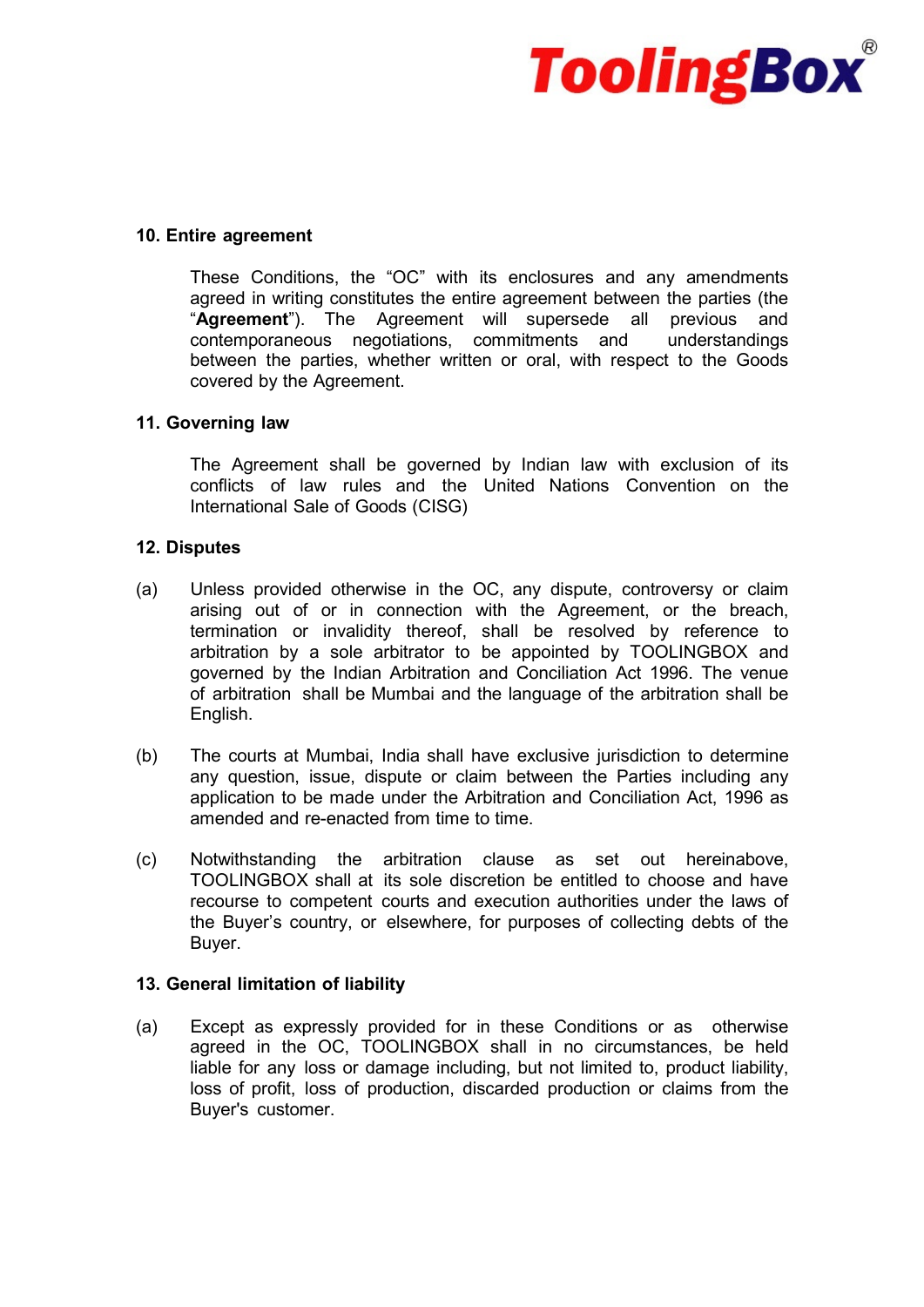## 10. Entire agreement

These Conditions, the “OC” with its enclosures and any amendments agreed in writing constitutes the entire agreement between the parties (the “**Agreement**”). The Agreement will supersede all previous and contemporaneous negotiations, commitments and understandings between the parties, whether written or oral, with respect to the Goods covered by the Agreement.

## 11. Governing law

The Agreement shall be governed by Indian law with exclusion of its conflicts of law rules and the United Nations Convention on the International Sale of Goods (CISG)

## 12. Disputes

(a) Unless provided otherwise in the OC, any dispute, controversy or claim arising out of or in connection with the Agreement, or the breach, termination or invalidity thereof, shall be resolved by reference to arbitration by a sole arbitrator to be appointed by TOOLINGBOX and governed by the Indian Arbitration and Conciliation Act 1996. The venue of arbitration shall be Mumbai and the language of the arbitration shall be English.

(b) The courts at Mumbai, India shall have exclusive jurisdiction to determine any question, issue, dispute or claim between the Parties including any application to be made under the Arbitration and Conciliation Act, 1996 as amended and re-enacted from time to time.

(c) Notwithstanding the arbitration clause as set out hereinabove, TOOLINGBOX shall at its sole discretion be entitled to choose and have recourse to competent courts and execution authorities under the laws of the Buyer’s country, or elsewhere, for purposes of collecting debts of the Buyer.

## 13. General limitation of liability

(a) Except as expressly provided for in these Conditions or as otherwise agreed in the OC, TOOLINGBOX shall in no circumstances, be held liable for any loss or damage including, but not limited to, product liability, loss of profit, loss of production, discarded production or claims from the Buyer's customer.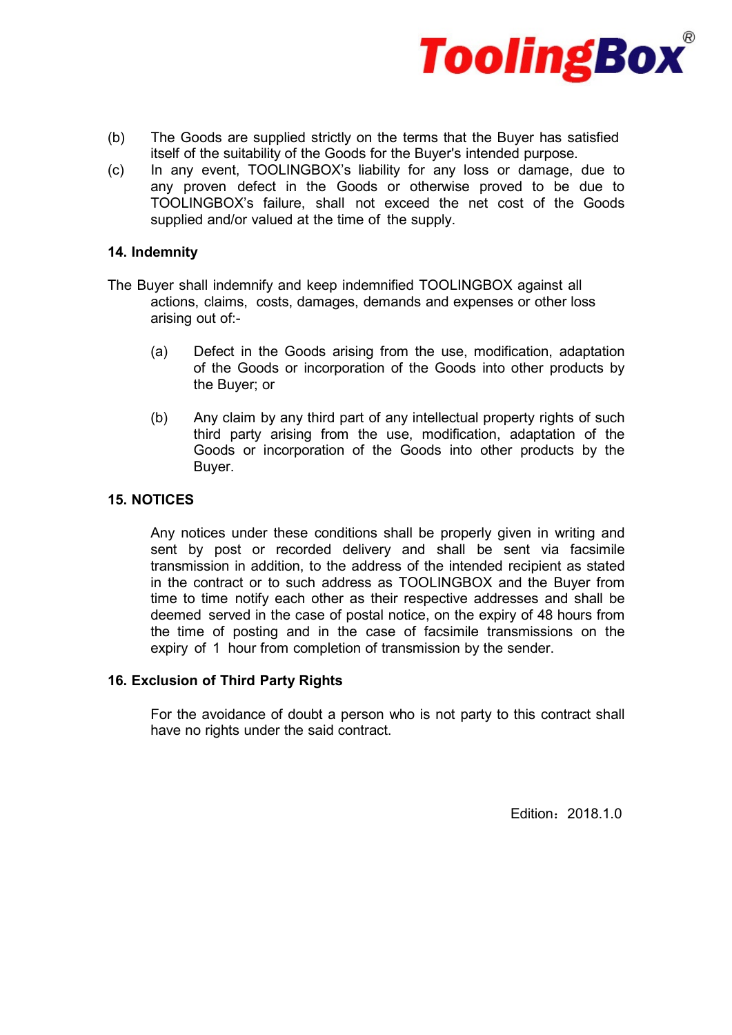(b) The Goods are supplied strictly on the terms that the Buyer has satisfied itself of the suitability of the Goods for the Buyer's intended purpose.

(c) In any event, TOOLINGBOX's liability for any loss or damage, due to any proven defect in the Goods or otherwise proved to be due to TOOLINGBOX's failure, shall not exceed the net cost of the Goods supplied and/or valued at the time of the supply.

**14. Indemnity**

The Buyer shall indemnify and keep indemnified TOOLINGBOX against all actions, claims, costs, damages, demands and expenses or other loss arising out of:-

(a) Defect in the Goods arising from the use, modification, adaptation of the Goods or incorporation of the Goods into other products by the Buyer; or

(b) Any claim by any third part of any intellectual property rights of such third party arising from the use, modification, adaptation of the Goods or incorporation of the Goods into other products by the Buyer.

**15. NOTICES**

Any notices under these conditions shall be properly given in writing and sent by post or recorded delivery and shall be sent via facsimile transmission in addition, to the address of the intended recipient as stated in the contract or to such address as TOOLINGBOX and the Buyer from time to time notify each other as their respective addresses and shall be deemed served in the case of postal notice, on the expiry of 48 hours from the time of posting and in the case of facsimile transmissions on the expiry of 1 hour from completion of transmission by the sender.

**16. Exclusion of Third Party Rights**

For the avoidance of doubt a person who is not party to this contract shall have no rights under the said contract.

Edition：2018.1.0